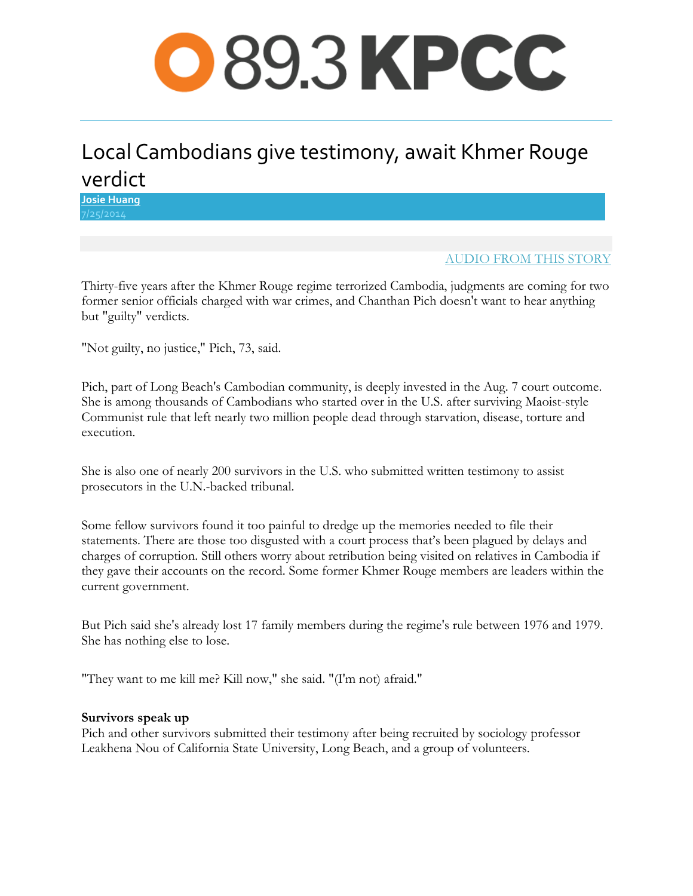89.3 KPCC

# Local Cambodians give testimony, await Khmer Rouge verdict

Josie Huang
7/25/2014

AUDIO FROM THIS STORY

Thirty-five years after the Khmer Rouge regime terrorized Cambodia, judgments are coming for two former senior officials charged with war crimes, and Chanthan Pich doesn't want to hear anything but "guilty" verdicts.

"Not guilty, no justice," Pich, 73, said.

Pich, part of Long Beach's Cambodian community, is deeply invested in the Aug. 7 court outcome. She is among thousands of Cambodians who started over in the U.S. after surviving Maoist-style Communist rule that left nearly two million people dead through starvation, disease, torture and execution.

She is also one of nearly 200 survivors in the U.S. who submitted written testimony to assist prosecutors in the U.N.-backed tribunal.

Some fellow survivors found it too painful to dredge up the memories needed to file their statements. There are those too disgusted with a court process that's been plagued by delays and charges of corruption. Still others worry about retribution being visited on relatives in Cambodia if they gave their accounts on the record. Some former Khmer Rouge members are leaders within the current government.

But Pich said she's already lost 17 family members during the regime's rule between 1976 and 1979. She has nothing else to lose.

"They want to me kill me? Kill now," she said. "(I'm not) afraid."

**Survivors speak up**
Pich and other survivors submitted their testimony after being recruited by sociology professor Leakhena Nou of California State University, Long Beach, and a group of volunteers.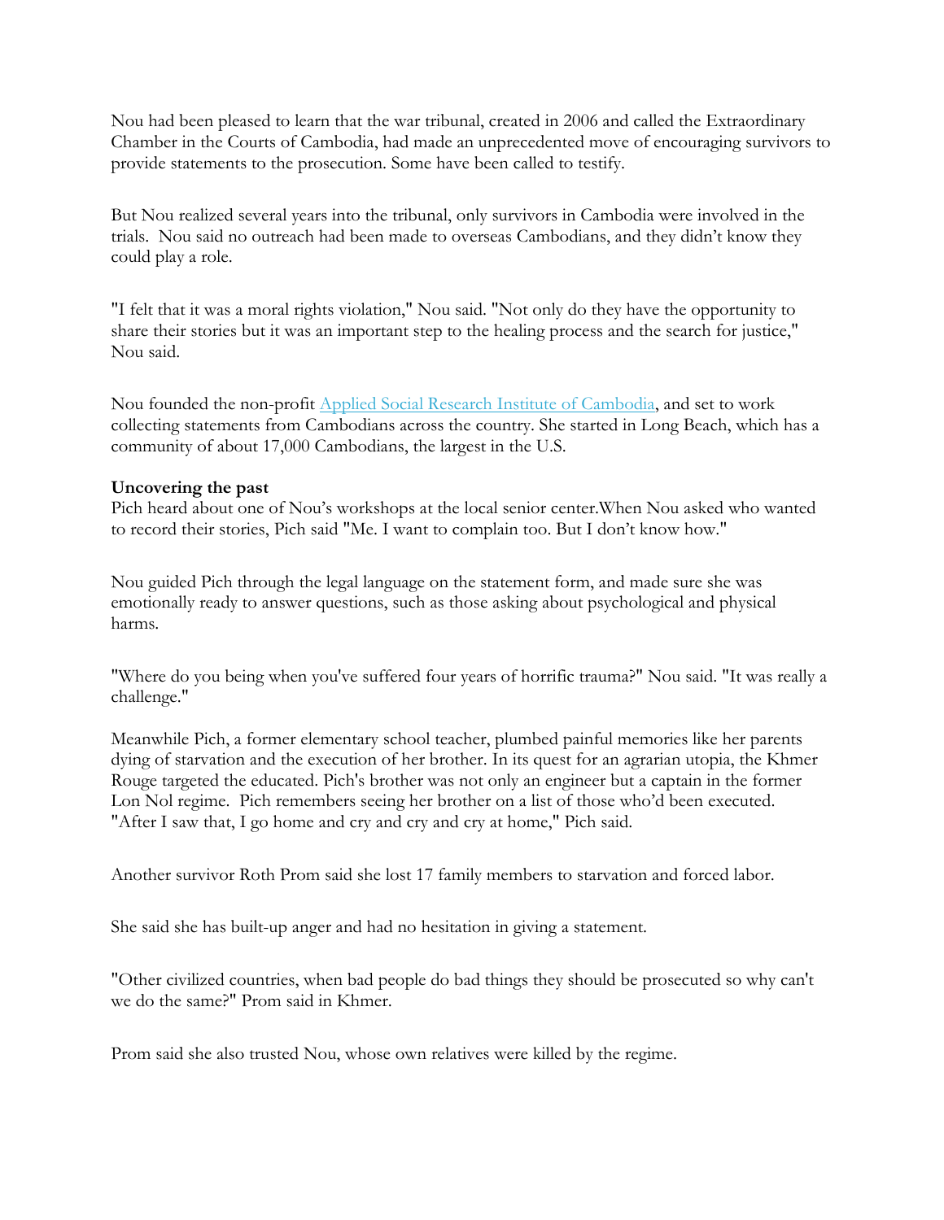Nou had been pleased to learn that the war tribunal, created in 2006 and called the Extraordinary Chamber in the Courts of Cambodia, had made an unprecedented move of encouraging survivors to provide statements to the prosecution. Some have been called to testify.

But Nou realized several years into the tribunal, only survivors in Cambodia were involved in the trials. Nou said no outreach had been made to overseas Cambodians, and they didn't know they could play a role.

"I felt that it was a moral rights violation," Nou said. "Not only do they have the opportunity to share their stories but it was an important step to the healing process and the search for justice," Nou said.

Nou founded the non-profit [Applied Social Research Institute of Cambodia](), and set to work collecting statements from Cambodians across the country. She started in Long Beach, which has a community of about 17,000 Cambodians, the largest in the U.S.

**Uncovering the past**

Pich heard about one of Nou's workshops at the local senior center.When Nou asked who wanted to record their stories, Pich said "Me. I want to complain too. But I don't know how."

Nou guided Pich through the legal language on the statement form, and made sure she was emotionally ready to answer questions, such as those asking about psychological and physical harms.

"Where do you being when you've suffered four years of horrific trauma?" Nou said. "It was really a challenge."

Meanwhile Pich, a former elementary school teacher, plumbed painful memories like her parents dying of starvation and the execution of her brother. In its quest for an agrarian utopia, the Khmer Rouge targeted the educated. Pich's brother was not only an engineer but a captain in the former Lon Nol regime. Pich remembers seeing her brother on a list of those who'd been executed. "After I saw that, I go home and cry and cry and cry at home," Pich said.

Another survivor Roth Prom said she lost 17 family members to starvation and forced labor.

She said she has built-up anger and had no hesitation in giving a statement.

"Other civilized countries, when bad people do bad things they should be prosecuted so why can't we do the same?" Prom said in Khmer.

Prom said she also trusted Nou, whose own relatives were killed by the regime.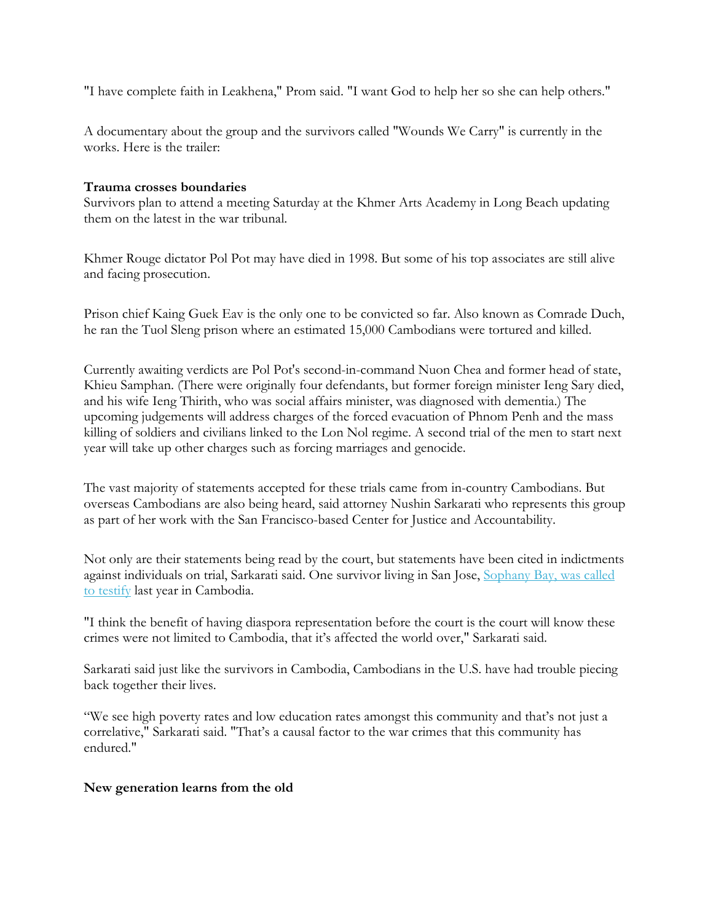"I have complete faith in Leakhena," Prom said. "I want God to help her so she can help others."

A documentary about the group and the survivors called "Wounds We Carry" is currently in the works. Here is the trailer:

**Trauma crosses boundaries**

Survivors plan to attend a meeting Saturday at the Khmer Arts Academy in Long Beach updating them on the latest in the war tribunal.

Khmer Rouge dictator Pol Pot may have died in 1998. But some of his top associates are still alive and facing prosecution.

Prison chief Kaing Guek Eav is the only one to be convicted so far. Also known as Comrade Duch, he ran the Tuol Sleng prison where an estimated 15,000 Cambodians were tortured and killed.

Currently awaiting verdicts are Pol Pot's second-in-command Nuon Chea and former head of state, Khieu Samphan. (There were originally four defendants, but former foreign minister Ieng Sary died, and his wife Ieng Thirith, who was social affairs minister, was diagnosed with dementia.) The upcoming judgements will address charges of the forced evacuation of Phnom Penh and the mass killing of soldiers and civilians linked to the Lon Nol regime. A second trial of the men to start next year will take up other charges such as forcing marriages and genocide.

The vast majority of statements accepted for these trials came from in-country Cambodians. But overseas Cambodians are also being heard, said attorney Nushin Sarkarati who represents this group as part of her work with the San Francisco-based Center for Justice and Accountability.

Not only are their statements being read by the court, but statements have been cited in indictments against individuals on trial, Sarkarati said. One survivor living in San Jose, Sophany Bay, was called to testify last year in Cambodia.

"I think the benefit of having diaspora representation before the court is the court will know these crimes were not limited to Cambodia, that it's affected the world over," Sarkarati said.

Sarkarati said just like the survivors in Cambodia, Cambodians in the U.S. have had trouble piecing back together their lives.

"We see high poverty rates and low education rates amongst this community and that's not just a correlative," Sarkarati said. "That's a causal factor to the war crimes that this community has endured."

**New generation learns from the old**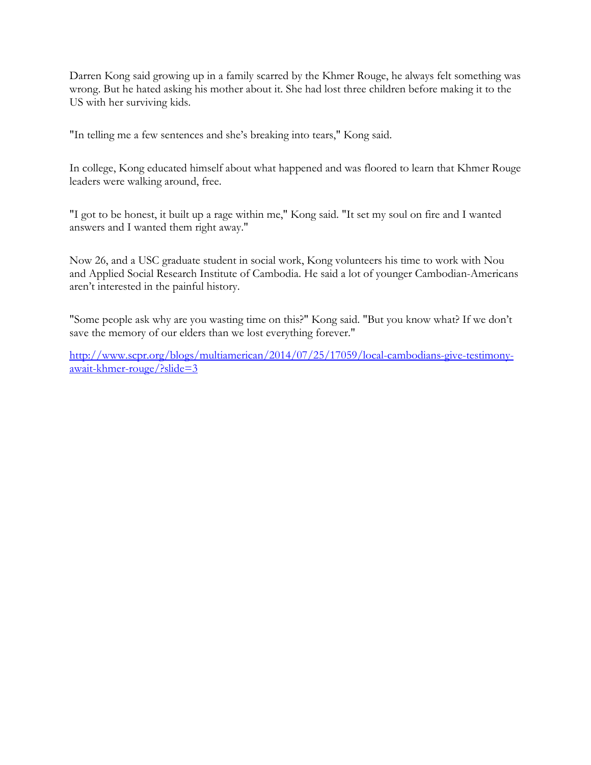Darren Kong said growing up in a family scarred by the Khmer Rouge, he always felt something was wrong. But he hated asking his mother about it. She had lost three children before making it to the US with her surviving kids.

"In telling me a few sentences and she's breaking into tears," Kong said.

In college, Kong educated himself about what happened and was floored to learn that Khmer Rouge leaders were walking around, free.

"I got to be honest, it built up a rage within me," Kong said. "It set my soul on fire and I wanted answers and I wanted them right away."

Now 26, and a USC graduate student in social work, Kong volunteers his time to work with Nou and Applied Social Research Institute of Cambodia. He said a lot of younger Cambodian-Americans aren't interested in the painful history.

"Some people ask why are you wasting time on this?" Kong said. "But you know what? If we don't save the memory of our elders than we lost everything forever."

[http://www.scpr.org/blogs/multiamerican/2014/07/25/17059/local-cambodians-give-testimony-await-khmer-rouge/?slide=3](http://www.scpr.org/blogs/multiamerican/2014/07/25/17059/local-cambodians-give-testimony-await-khmer-rouge/?slide=3)